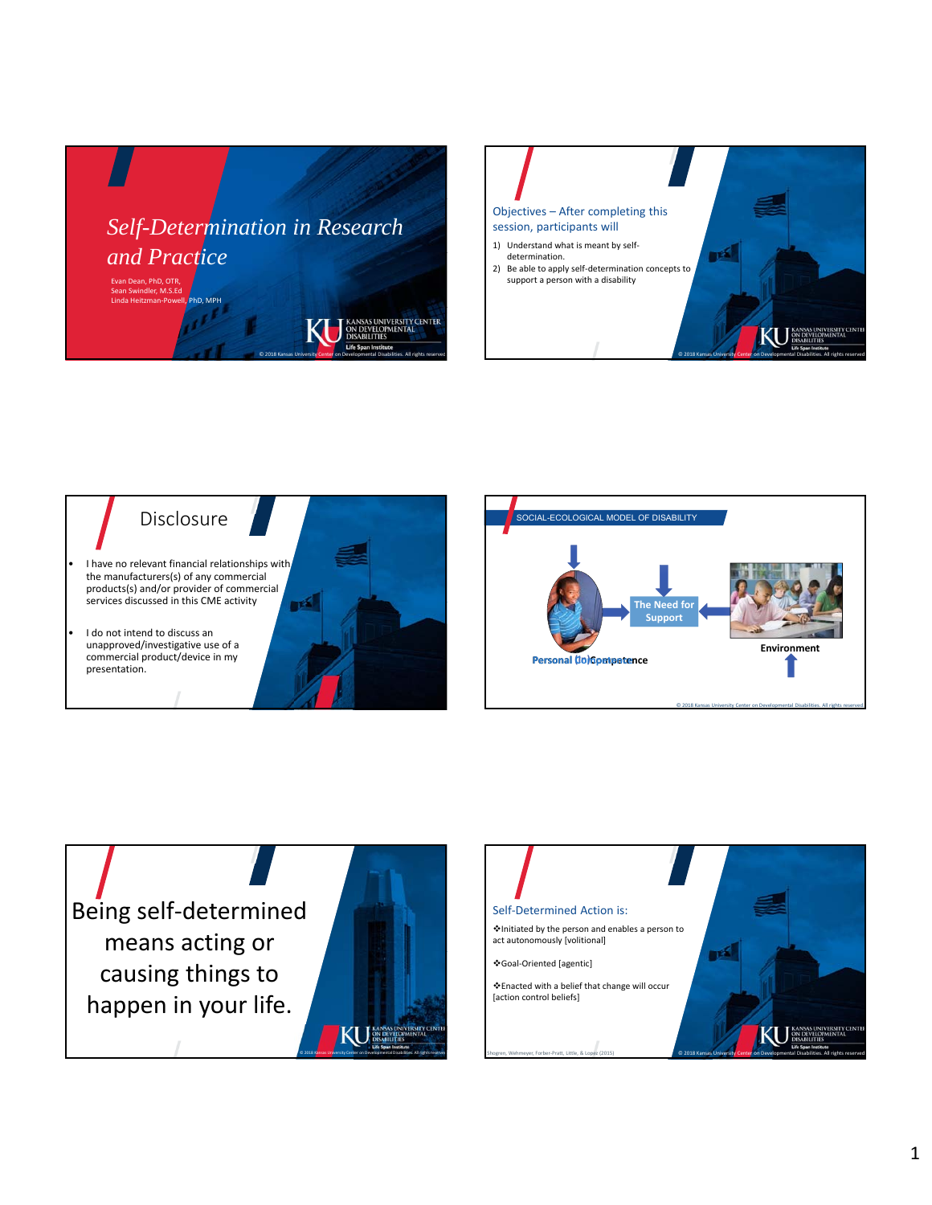# Self-Determination in Research and Practice

Evan Dean, PhD, OTR,
Sean Swindler, M.S.Ed
Linda Heitzman-Powell, PhD, MPH

© 2018 Kansas University Center on Developmental Disabilities. All rights reserved

---

## Objectives – After completing this session, participants will

1) Understand what is meant by self-determination.
2) Be able to apply self-determination concepts to support a person with a disability

---

## Disclosure

- I have no relevant financial relationships with the manufacturers(s) of any commercial products(s) and/or provider of commercial services discussed in this CME activity
- I do not intend to discuss an unapproved/investigative use of a commercial product/device in my presentation.

---

## SOCIAL-ECOLOGICAL MODEL OF DISABILITY

Personal (In)Competence

The Need for Support

Environment

---

Being self-determined means acting or causing things to happen in your life.

---

## Self-Determined Action is:

- ❖Initiated by the person and enables a person to act autonomously [volitional]
- ❖Goal-Oriented [agentic]
- ❖Enacted with a belief that change will occur [action control beliefs]

Shogren, Wehmeyer, Forber-Pratt, Little, & Lopez (2015)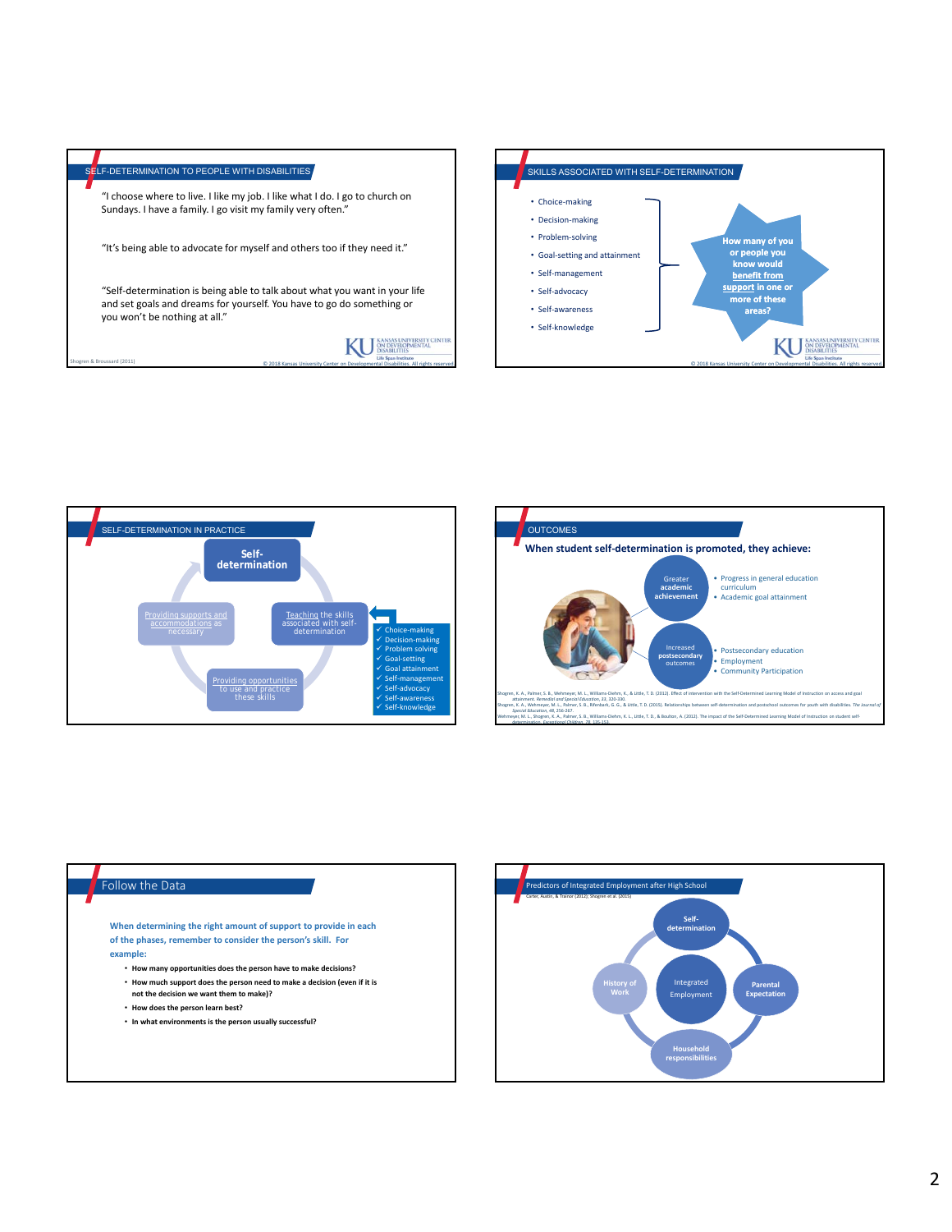## SELF-DETERMINATION TO PEOPLE WITH DISABILITIES

"I choose where to live. I like my job. I like what I do. I go to church on Sundays. I have a family. I go visit my family very often."

"It's being able to advocate for myself and others too if they need it."

"Self-determination is being able to talk about what you want in your life and set goals and dreams for yourself. You have to go do something or you won't be nothing at all."

Shogren & Broussard (2011)

© 2018 Kansas University Center on Developmental Disabilities. All rights reserved

## SKILLS ASSOCIATED WITH SELF-DETERMINATION

- Choice-making
- Decision-making
- Problem-solving
- Goal-setting and attainment
- Self-management
- Self-advocacy
- Self-awareness
- Self-knowledge

**How many of you or people you know would benefit from support in one or more of these areas?**

© 2018 Kansas University Center on Developmental Disabilities. All rights reserved

## SELF-DETERMINATION IN PRACTICE

**Self-determination**

Teaching the skills associated with self-determination

Providing opportunities to use and practice these skills

Providing supports and accommodations as necessary

- ✓ Choice-making
- ✓ Decision-making
- ✓ Problem solving
- ✓ Goal-setting
- ✓ Goal attainment
- ✓ Self-management
- ✓ Self-advocacy
- ✓ Self-awareness
- ✓ Self-knowledge

## OUTCOMES

**When student self-determination is promoted, they achieve:**

**Greater academic achievement**
- Progress in general education curriculum
- Academic goal attainment

**Increased postsecondary outcomes**
- Postsecondary education
- Employment
- Community Participation

Shogren, K. A., Palmer, S. B., Wehmeyer, M. L., Williams-Diehm, K., & Little, T. D. (2012). Effect of intervention with the Self-Determined Learning Model of Instruction on access and goal attainment. *Remedial and Special Education, 33*, 320-330.
Shogren, K. A., Wehmeyer, M. L., Palmer, S. B., Rifenbark, G. G., & Little, T. D. (2015). Relationships between self-determination and postschool outcomes for youth with disabilities. *The Journal of Special Education, 48*, 256-267.
Wehmeyer, M. L., Shogren, K. A., Palmer, S. B., Williams-Diehm, K. L., Little, T. D., & Boulton, A. (2012). The impact of the Self-Determined Learning Model of Instruction on student self-determination. *Exceptional Children, 78*, 135-153.

## Follow the Data

**When determining the right amount of support to provide in each of the phases, remember to consider the person's skill. For example:**

- **How many opportunities does the person have to make decisions?**
- **How much support does the person need to make a decision (even if it is not the decision we want them to make)?**
- **How does the person learn best?**
- **In what environments is the person usually successful?**

## Predictors of Integrated Employment after High School

Carter, Austin, & Trainor (2012); Shogren et al. (2015)

- Self-determination
- Parental Expectation
- Household responsibilities
- History of Work
- Integrated Employment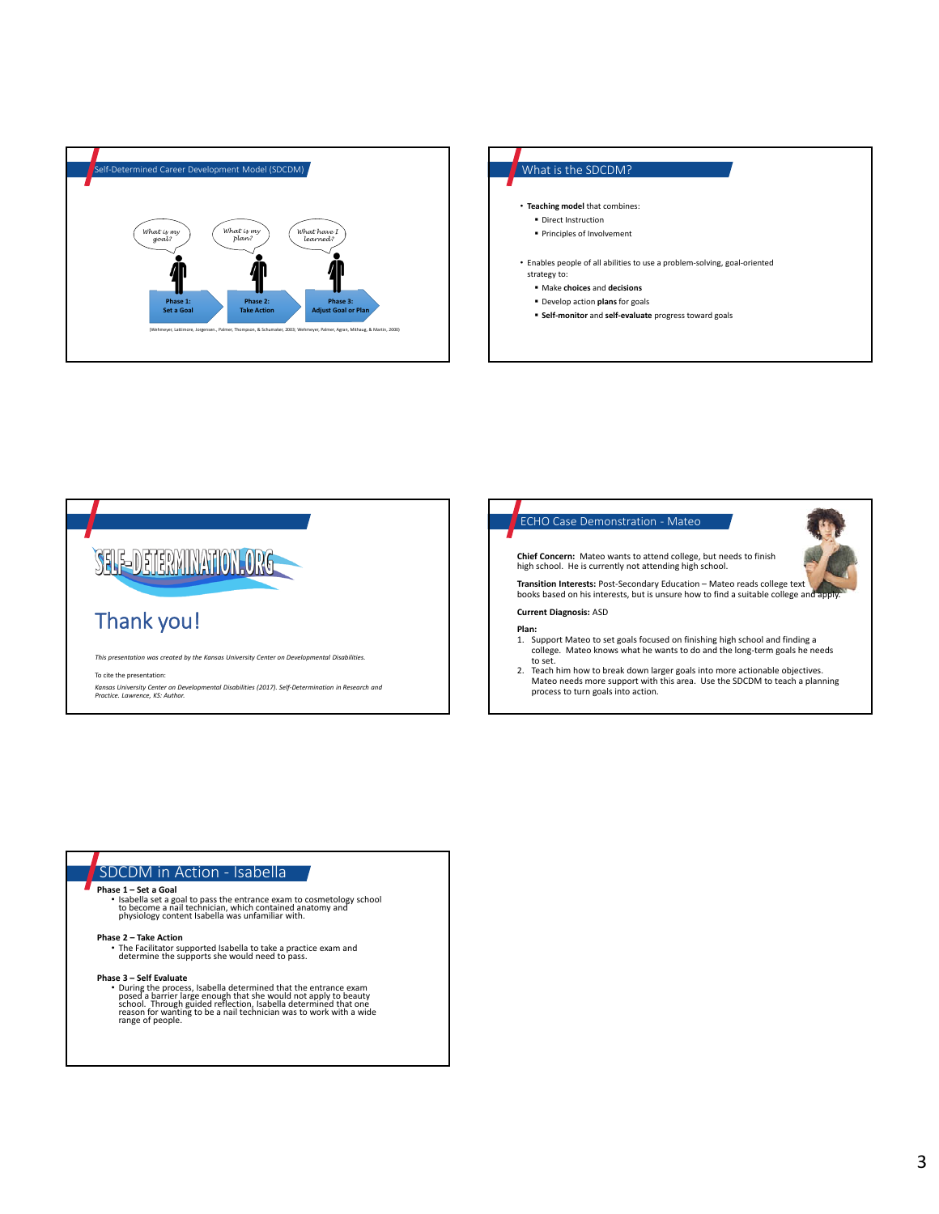## Self-Determined Career Development Model (SDCDM)

What is my goal?

What is my plan?

What have I learned?

**Phase 1: Set a Goal**

**Phase 2: Take Action**

**Phase 3: Adjust Goal or Plan**

(Wehmeyer, Lattimore, Jorgensen, Palmer, Thompson, & Schumaker, 2003; Wehmeyer, Palmer, Agran, Mithaug, & Martin, 2000)

## What is the SDCDM?

- **Teaching model** that combines:
  - Direct Instruction
  - Principles of Involvement
- Enables people of all abilities to use a problem-solving, goal-oriented strategy to:
  - Make **choices** and **decisions**
  - Develop action **plans** for goals
  - **Self-monitor** and **self-evaluate** progress toward goals

SELF-DETERMINATION.ORG

## Thank you!

*This presentation was created by the Kansas University Center on Developmental Disabilities.*

To cite the presentation:

*Kansas University Center on Developmental Disabilities (2017). Self-Determination in Research and Practice. Lawrence, KS: Author.*

## ECHO Case Demonstration - Mateo

**Chief Concern:** Mateo wants to attend college, but needs to finish high school. He is currently not attending high school.

**Transition Interests:** Post-Secondary Education – Mateo reads college text books based on his interests, but is unsure how to find a suitable college and apply.

**Current Diagnosis:** ASD

**Plan:**

1. Support Mateo to set goals focused on finishing high school and finding a college. Mateo knows what he wants to do and the long-term goals he needs to set.
2. Teach him how to break down larger goals into more actionable objectives. Mateo needs more support with this area. Use the SDCDM to teach a planning process to turn goals into action.

## SDCDM in Action - Isabella

**Phase 1 – Set a Goal**

- Isabella set a goal to pass the entrance exam to cosmetology school to become a nail technician, which contained anatomy and physiology content Isabella was unfamiliar with.

**Phase 2 – Take Action**

- The Facilitator supported Isabella to take a practice exam and determine the supports she would need to pass.

**Phase 3 – Self Evaluate**

- During the process, Isabella determined that the entrance exam posed a barrier large enough that she would not apply to beauty school. Through guided reflection, Isabella determined that one reason for wanting to be a nail technician was to work with a wide range of people.